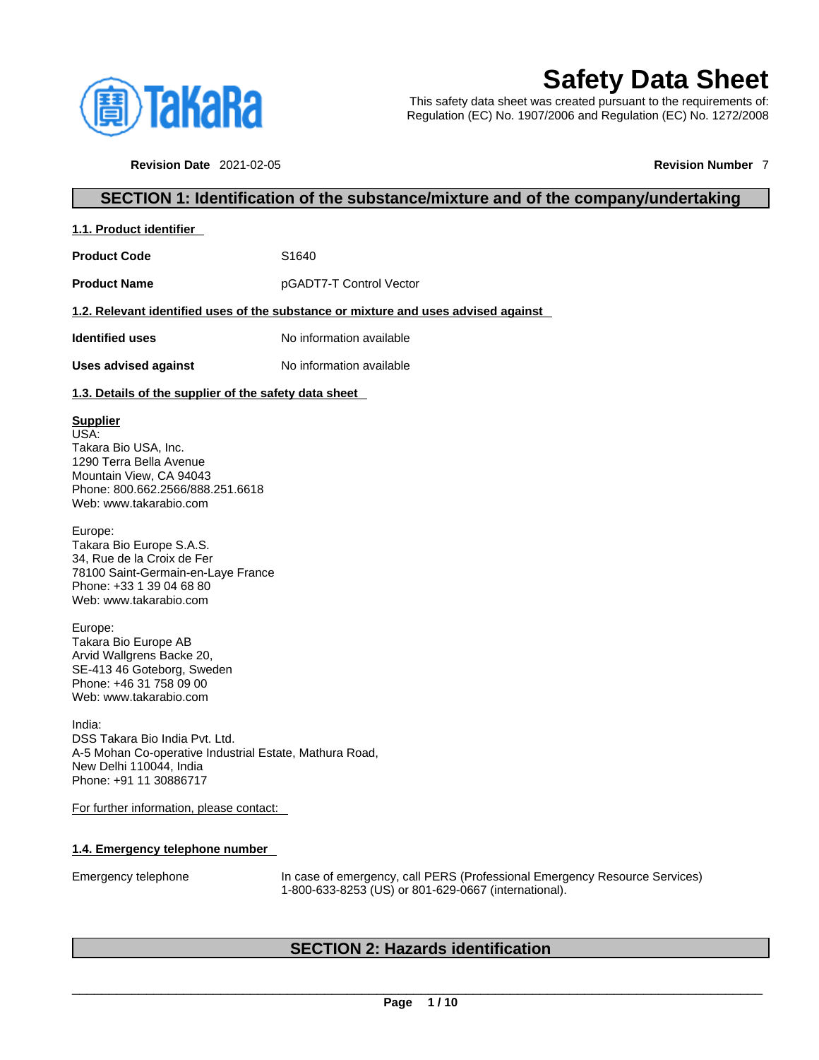# Safety Data Sheet

This safety data sheet was created pursuant to the requirements of:
Regulation (EC) No. 1907/2006 and Regulation (EC) No. 1272/2008

**Revision Date** 2021-02-05 **Revision Number** 7

## SECTION 1: Identification of the substance/mixture and of the company/undertaking

### 1.1. Product identifier

| | |
|---|---|
| **Product Code** | S1640 |
| **Product Name** | pGADT7-T Control Vector |

### 1.2. Relevant identified uses of the substance or mixture and uses advised against

| | |
|---|---|
| **Identified uses** | No information available |
| **Uses advised against** | No information available |

### 1.3. Details of the supplier of the safety data sheet

**Supplier**
USA:
Takara Bio USA, Inc.
1290 Terra Bella Avenue
Mountain View, CA 94043
Phone: 800.662.2566/888.251.6618
Web: www.takarabio.com

Europe:
Takara Bio Europe S.A.S.
34, Rue de la Croix de Fer
78100 Saint-Germain-en-Laye France
Phone: +33 1 39 04 68 80
Web: www.takarabio.com

Europe:
Takara Bio Europe AB
Arvid Wallgrens Backe 20,
SE-413 46 Goteborg, Sweden
Phone: +46 31 758 09 00
Web: www.takarabio.com

India:
DSS Takara Bio India Pvt. Ltd.
A-5 Mohan Co-operative Industrial Estate, Mathura Road,
New Delhi 110044, India
Phone: +91 11 30886717

For further information, please contact:

### 1.4. Emergency telephone number

| | |
|---|---|
| Emergency telephone | In case of emergency, call PERS (Professional Emergency Resource Services) 1-800-633-8253 (US) or 801-629-0667 (international). |

## SECTION 2: Hazards identification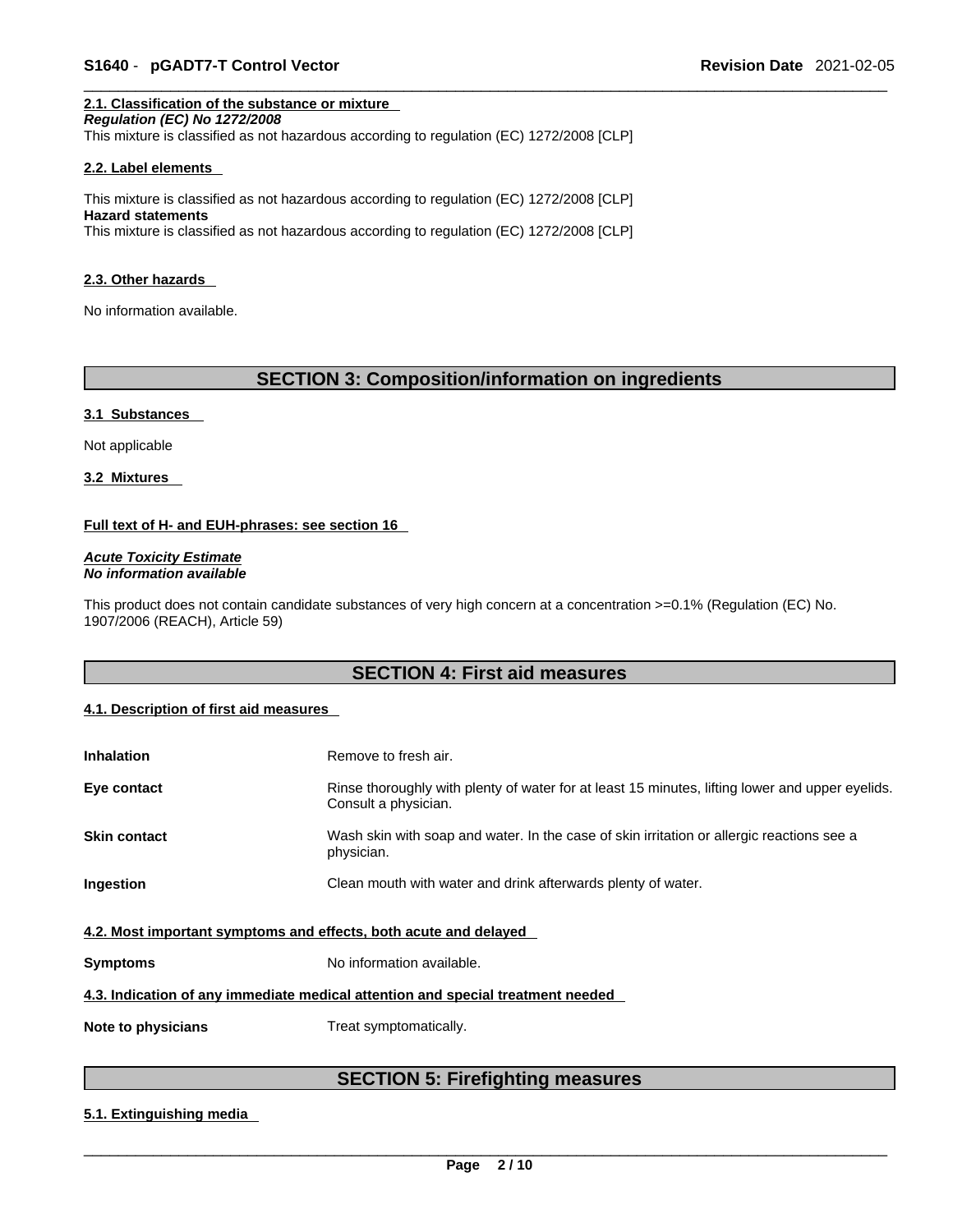### 2.1. Classification of the substance or mixture

***Regulation (EC) No 1272/2008***

This mixture is classified as not hazardous according to regulation (EC) 1272/2008 [CLP]

### 2.2. Label elements

This mixture is classified as not hazardous according to regulation (EC) 1272/2008 [CLP]

**Hazard statements**

This mixture is classified as not hazardous according to regulation (EC) 1272/2008 [CLP]

### 2.3. Other hazards

No information available.

## SECTION 3: Composition/information on ingredients

### 3.1 Substances

Not applicable

### 3.2 Mixtures

**Full text of H- and EUH-phrases: see section 16**

***Acute Toxicity Estimate***

***No information available***

This product does not contain candidate substances of very high concern at a concentration >=0.1% (Regulation (EC) No. 1907/2006 (REACH), Article 59)

## SECTION 4: First aid measures

### 4.1. Description of first aid measures

| | |
|---|---|
| **Inhalation** | Remove to fresh air. |
| **Eye contact** | Rinse thoroughly with plenty of water for at least 15 minutes, lifting lower and upper eyelids. Consult a physician. |
| **Skin contact** | Wash skin with soap and water. In the case of skin irritation or allergic reactions see a physician. |
| **Ingestion** | Clean mouth with water and drink afterwards plenty of water. |

### 4.2. Most important symptoms and effects, both acute and delayed

| | |
|---|---|
| **Symptoms** | No information available. |

### 4.3. Indication of any immediate medical attention and special treatment needed

| | |
|---|---|
| **Note to physicians** | Treat symptomatically. |

## SECTION 5: Firefighting measures

### 5.1. Extinguishing media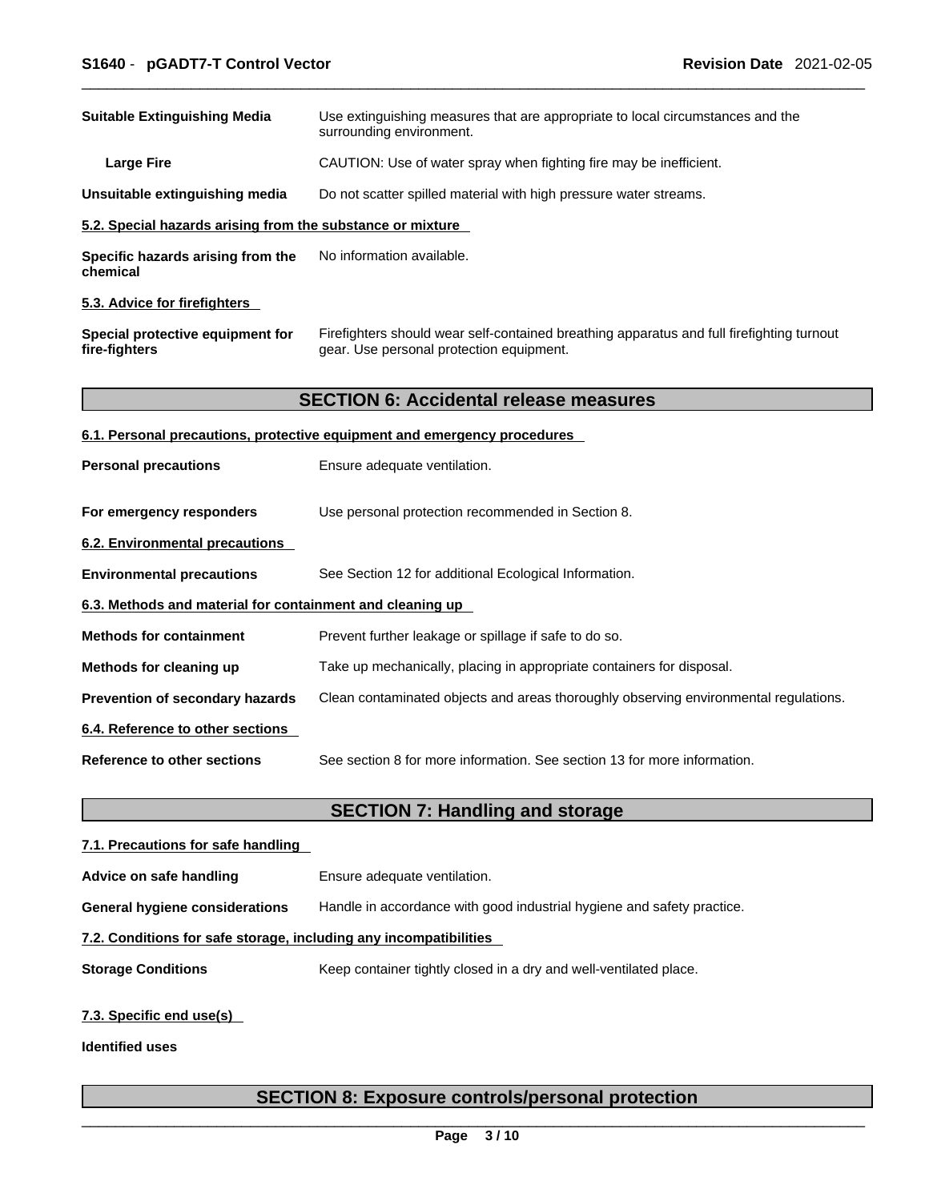| | |
|---|---|
| **Suitable Extinguishing Media** | Use extinguishing measures that are appropriate to local circumstances and the surrounding environment. |
| **Large Fire** | CAUTION: Use of water spray when fighting fire may be inefficient. |
| **Unsuitable extinguishing media** | Do not scatter spilled material with high pressure water streams. |

### 5.2. Special hazards arising from the substance or mixture

| | |
|---|---|
| **Specific hazards arising from the chemical** | No information available. |

### 5.3. Advice for firefighters

| | |
|---|---|
| **Special protective equipment for fire-fighters** | Firefighters should wear self-contained breathing apparatus and full firefighting turnout gear. Use personal protection equipment. |

## SECTION 6: Accidental release measures

### 6.1. Personal precautions, protective equipment and emergency procedures

| | |
|---|---|
| **Personal precautions** | Ensure adequate ventilation. |
| **For emergency responders** | Use personal protection recommended in Section 8. |

### 6.2. Environmental precautions

| | |
|---|---|
| **Environmental precautions** | See Section 12 for additional Ecological Information. |

### 6.3. Methods and material for containment and cleaning up

| | |
|---|---|
| **Methods for containment** | Prevent further leakage or spillage if safe to do so. |
| **Methods for cleaning up** | Take up mechanically, placing in appropriate containers for disposal. |
| **Prevention of secondary hazards** | Clean contaminated objects and areas thoroughly observing environmental regulations. |

### 6.4. Reference to other sections

| | |
|---|---|
| **Reference to other sections** | See section 8 for more information. See section 13 for more information. |

## SECTION 7: Handling and storage

### 7.1. Precautions for safe handling

| | |
|---|---|
| **Advice on safe handling** | Ensure adequate ventilation. |
| **General hygiene considerations** | Handle in accordance with good industrial hygiene and safety practice. |

### 7.2. Conditions for safe storage, including any incompatibilities

| | |
|---|---|
| **Storage Conditions** | Keep container tightly closed in a dry and well-ventilated place. |

### 7.3. Specific end use(s)

**Identified uses**

## SECTION 8: Exposure controls/personal protection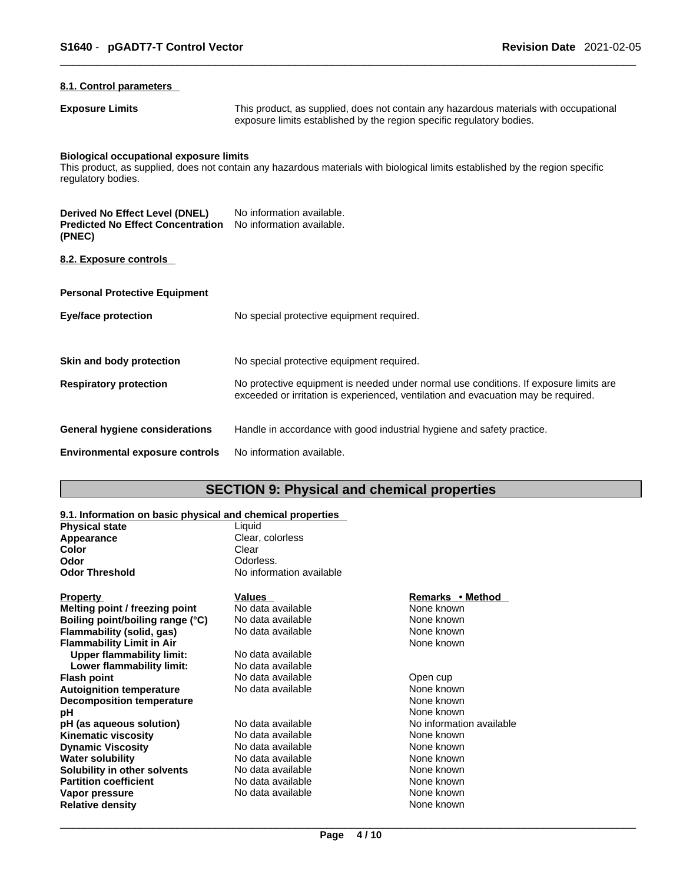#### 8.1. Control parameters

**Exposure Limits** This product, as supplied, does not contain any hazardous materials with occupational exposure limits established by the region specific regulatory bodies.

**Biological occupational exposure limits**
This product, as supplied, does not contain any hazardous materials with biological limits established by the region specific regulatory bodies.

**Derived No Effect Level (DNEL)** No information available.
**Predicted No Effect Concentration (PNEC)** No information available.

#### 8.2. Exposure controls

**Personal Protective Equipment**

**Eye/face protection** No special protective equipment required.

**Skin and body protection** No special protective equipment required.

**Respiratory protection** No protective equipment is needed under normal use conditions. If exposure limits are exceeded or irritation is experienced, ventilation and evacuation may be required.

**General hygiene considerations** Handle in accordance with good industrial hygiene and safety practice.

**Environmental exposure controls** No information available.

## SECTION 9: Physical and chemical properties

#### 9.1. Information on basic physical and chemical properties

**Physical state** Liquid
**Appearance** Clear, colorless
**Color** Clear
**Odor** Odorless.
**Odor Threshold** No information available

| Property | Values | Remarks • Method |
|---|---|---|
| **Melting point / freezing point** | No data available | None known |
| **Boiling point/boiling range (°C)** | No data available | None known |
| **Flammability (solid, gas)** | No data available | None known |
| **Flammability Limit in Air** | | None known |
| **Upper flammability limit:** | No data available | |
| **Lower flammability limit:** | No data available | |
| **Flash point** | No data available | Open cup |
| **Autoignition temperature** | No data available | None known |
| **Decomposition temperature** | | None known |
| **pH** | | None known |
| **pH (as aqueous solution)** | No data available | No information available |
| **Kinematic viscosity** | No data available | None known |
| **Dynamic Viscosity** | No data available | None known |
| **Water solubility** | No data available | None known |
| **Solubility in other solvents** | No data available | None known |
| **Partition coefficient** | No data available | None known |
| **Vapor pressure** | No data available | None known |
| **Relative density** | | None known |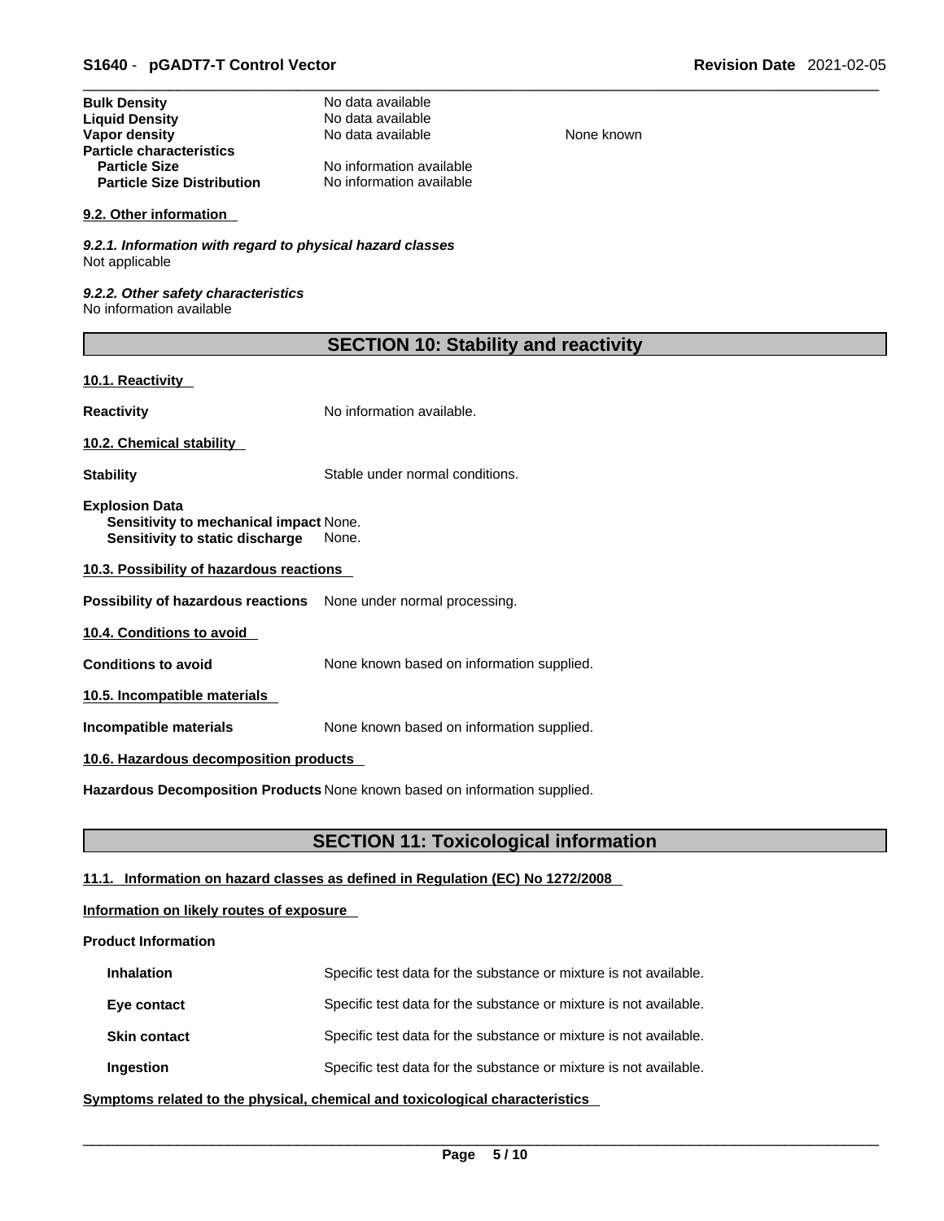| | | |
|---|---|---|
| **Bulk Density** | No data available | |
| **Liquid Density** | No data available | |
| **Vapor density** | No data available | None known |
| **Particle characteristics** | | |
| **Particle Size** | No information available | |
| **Particle Size Distribution** | No information available | |

**9.2. Other information**

*9.2.1. Information with regard to physical hazard classes*
Not applicable

*9.2.2. Other safety characteristics*
No information available

## SECTION 10: Stability and reactivity

**10.1. Reactivity**

**Reactivity** No information available.

**10.2. Chemical stability**

**Stability** Stable under normal conditions.

**Explosion Data**
**Sensitivity to mechanical impact** None.
**Sensitivity to static discharge** None.

**10.3. Possibility of hazardous reactions**

**Possibility of hazardous reactions** None under normal processing.

**10.4. Conditions to avoid**

**Conditions to avoid** None known based on information supplied.

**10.5. Incompatible materials**

**Incompatible materials** None known based on information supplied.

**10.6. Hazardous decomposition products**

**Hazardous Decomposition Products** None known based on information supplied.

## SECTION 11: Toxicological information

**11.1. Information on hazard classes as defined in Regulation (EC) No 1272/2008**

**Information on likely routes of exposure**

**Product Information**

| | |
|---|---|
| **Inhalation** | Specific test data for the substance or mixture is not available. |
| **Eye contact** | Specific test data for the substance or mixture is not available. |
| **Skin contact** | Specific test data for the substance or mixture is not available. |
| **Ingestion** | Specific test data for the substance or mixture is not available. |

**Symptoms related to the physical, chemical and toxicological characteristics**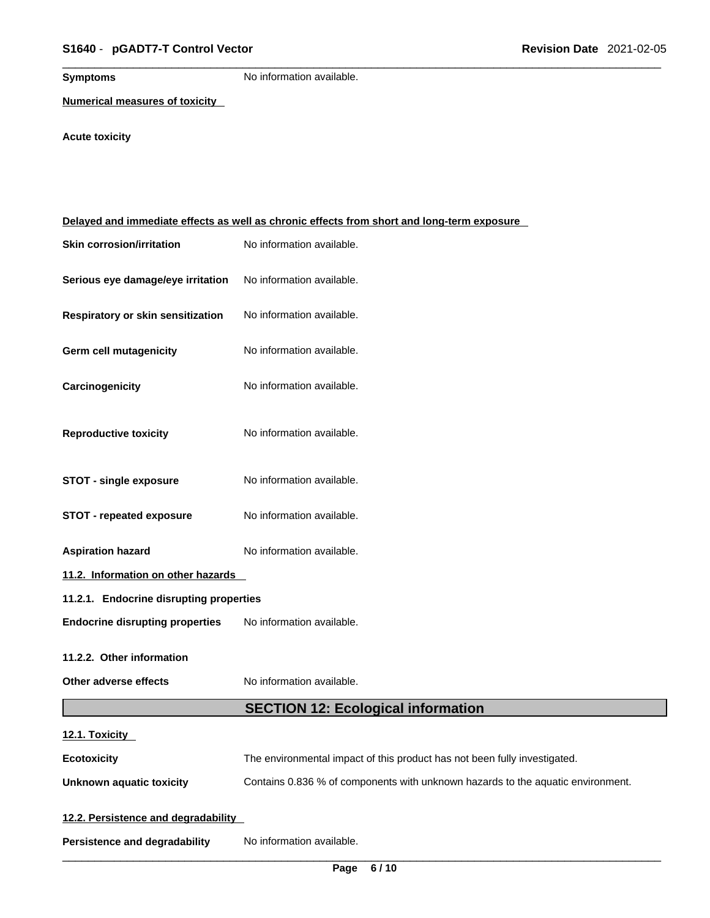**Symptoms** No information available.

**Numerical measures of toxicity**

**Acute toxicity**

**Delayed and immediate effects as well as chronic effects from short and long-term exposure**

**Skin corrosion/irritation** No information available.

**Serious eye damage/eye irritation** No information available.

**Respiratory or skin sensitization** No information available.

**Germ cell mutagenicity** No information available.

**Carcinogenicity** No information available.

**Reproductive toxicity** No information available.

**STOT - single exposure** No information available.

**STOT - repeated exposure** No information available.

**Aspiration hazard** No information available.

**11.2. Information on other hazards**

**11.2.1. Endocrine disrupting properties**

**Endocrine disrupting properties** No information available.

**11.2.2. Other information**

**Other adverse effects** No information available.

## SECTION 12: Ecological information

**12.1. Toxicity**

**Ecotoxicity** The environmental impact of this product has not been fully investigated.

**Unknown aquatic toxicity** Contains 0.836 % of components with unknown hazards to the aquatic environment.

**12.2. Persistence and degradability**

**Persistence and degradability** No information available.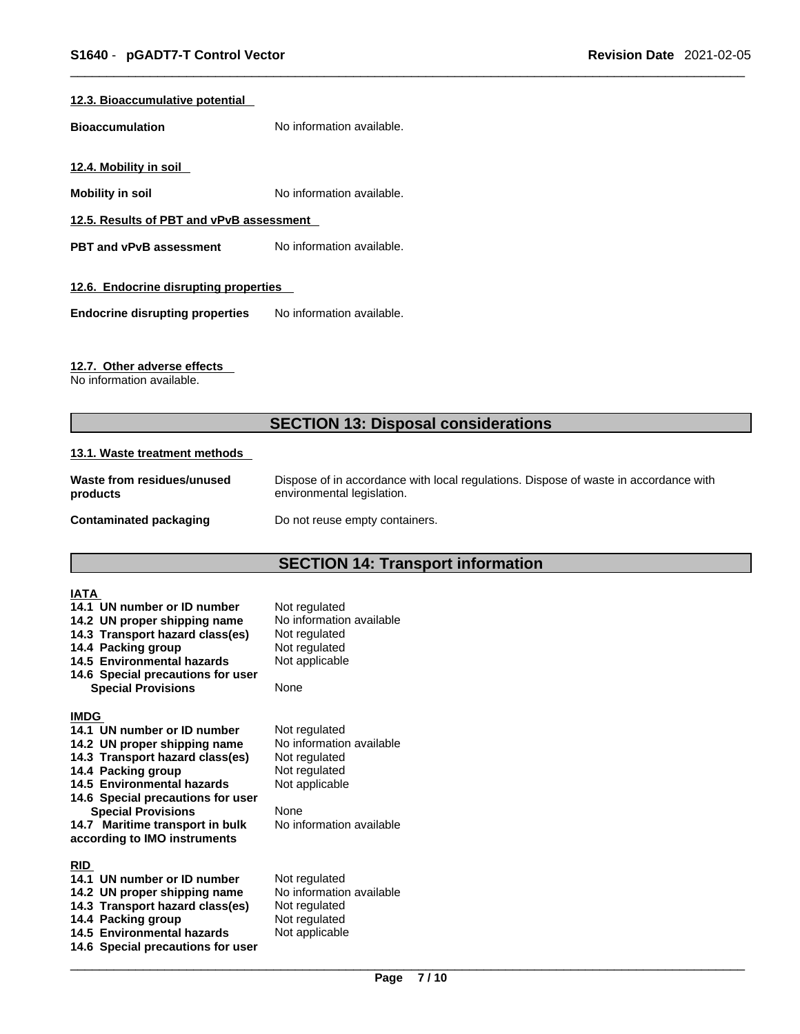#### 12.3. Bioaccumulative potential

**Bioaccumulation** No information available.

#### 12.4. Mobility in soil

**Mobility in soil** No information available.

#### 12.5. Results of PBT and vPvB assessment

**PBT and vPvB assessment** No information available.

#### 12.6. Endocrine disrupting properties

**Endocrine disrupting properties** No information available.

#### 12.7. Other adverse effects

No information available.

## SECTION 13: Disposal considerations

#### 13.1. Waste treatment methods

| | |
|---|---|
| **Waste from residues/unused products** | Dispose of in accordance with local regulations. Dispose of waste in accordance with environmental legislation. |
| **Contaminated packaging** | Do not reuse empty containers. |

## SECTION 14: Transport information

**IATA**

| | |
|---|---|
| **14.1 UN number or ID number** | Not regulated |
| **14.2 UN proper shipping name** | No information available |
| **14.3 Transport hazard class(es)** | Not regulated |
| **14.4 Packing group** | Not regulated |
| **14.5 Environmental hazards** | Not applicable |
| **14.6 Special precautions for user** | |
| **Special Provisions** | None |

**IMDG**

| | |
|---|---|
| **14.1 UN number or ID number** | Not regulated |
| **14.2 UN proper shipping name** | No information available |
| **14.3 Transport hazard class(es)** | Not regulated |
| **14.4 Packing group** | Not regulated |
| **14.5 Environmental hazards** | Not applicable |
| **14.6 Special precautions for user** | |
| **Special Provisions** | None |
| **14.7 Maritime transport in bulk according to IMO instruments** | No information available |

**RID**

| | |
|---|---|
| **14.1 UN number or ID number** | Not regulated |
| **14.2 UN proper shipping name** | No information available |
| **14.3 Transport hazard class(es)** | Not regulated |
| **14.4 Packing group** | Not regulated |
| **14.5 Environmental hazards** | Not applicable |
| **14.6 Special precautions for user** | |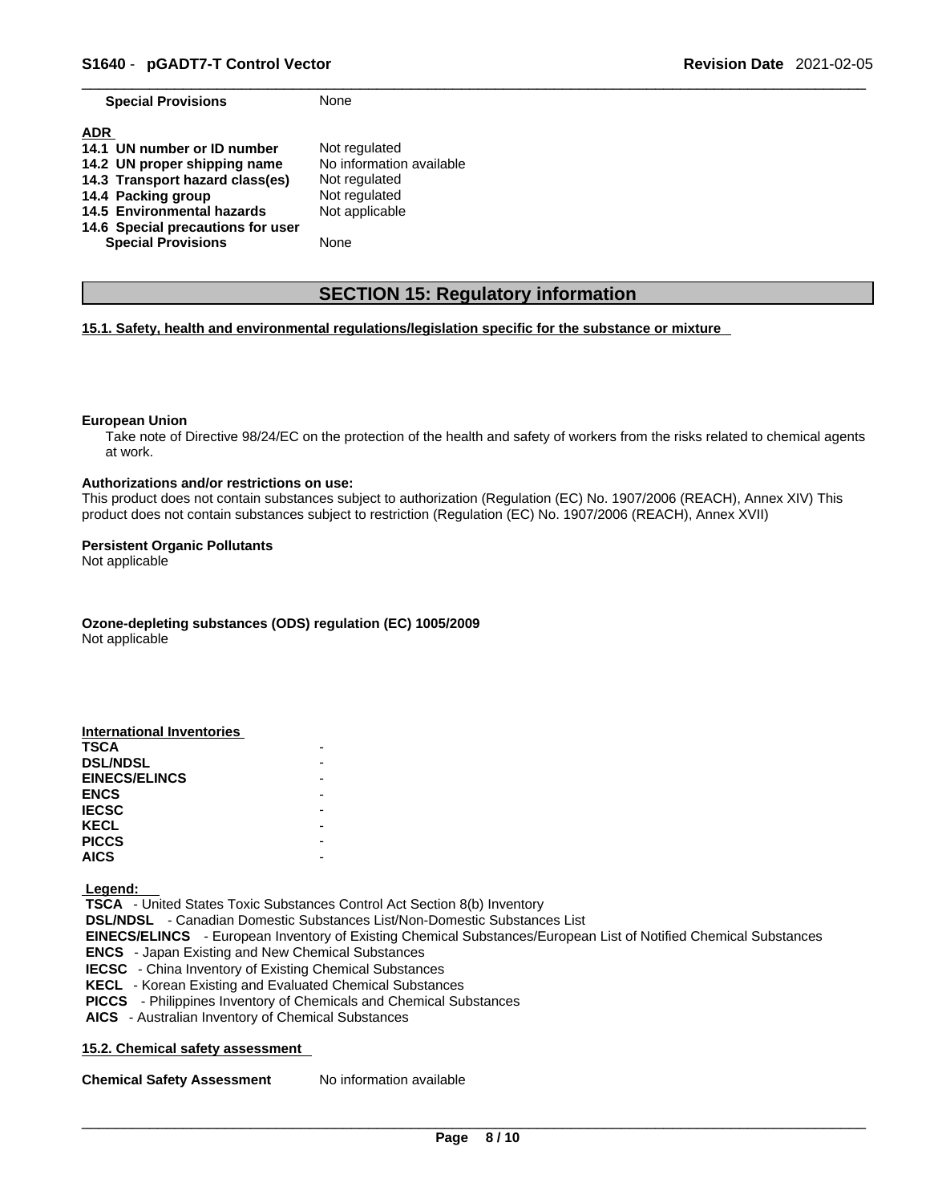| | |
|---|---|
| **Special Provisions** | None |

**ADR**

| | |
|---|---|
| **14.1 UN number or ID number** | Not regulated |
| **14.2 UN proper shipping name** | No information available |
| **14.3 Transport hazard class(es)** | Not regulated |
| **14.4 Packing group** | Not regulated |
| **14.5 Environmental hazards** | Not applicable |
| **14.6 Special precautions for user** | |
| **Special Provisions** | None |

## SECTION 15: Regulatory information

### 15.1. Safety, health and environmental regulations/legislation specific for the substance or mixture

**European Union**

Take note of Directive 98/24/EC on the protection of the health and safety of workers from the risks related to chemical agents at work.

**Authorizations and/or restrictions on use:**

This product does not contain substances subject to authorization (Regulation (EC) No. 1907/2006 (REACH), Annex XIV) This product does not contain substances subject to restriction (Regulation (EC) No. 1907/2006 (REACH), Annex XVII)

**Persistent Organic Pollutants**

Not applicable

**Ozone-depleting substances (ODS) regulation (EC) 1005/2009**

Not applicable

**International Inventories**

| | |
|---|---|
| **TSCA** | - |
| **DSL/NDSL** | - |
| **EINECS/ELINCS** | - |
| **ENCS** | - |
| **IECSC** | - |
| **KECL** | - |
| **PICCS** | - |
| **AICS** | - |

**Legend:**

**TSCA** - United States Toxic Substances Control Act Section 8(b) Inventory
**DSL/NDSL** - Canadian Domestic Substances List/Non-Domestic Substances List
**EINECS/ELINCS** - European Inventory of Existing Chemical Substances/European List of Notified Chemical Substances
**ENCS** - Japan Existing and New Chemical Substances
**IECSC** - China Inventory of Existing Chemical Substances
**KECL** - Korean Existing and Evaluated Chemical Substances
**PICCS** - Philippines Inventory of Chemicals and Chemical Substances
**AICS** - Australian Inventory of Chemical Substances

### 15.2. Chemical safety assessment

**Chemical Safety Assessment** No information available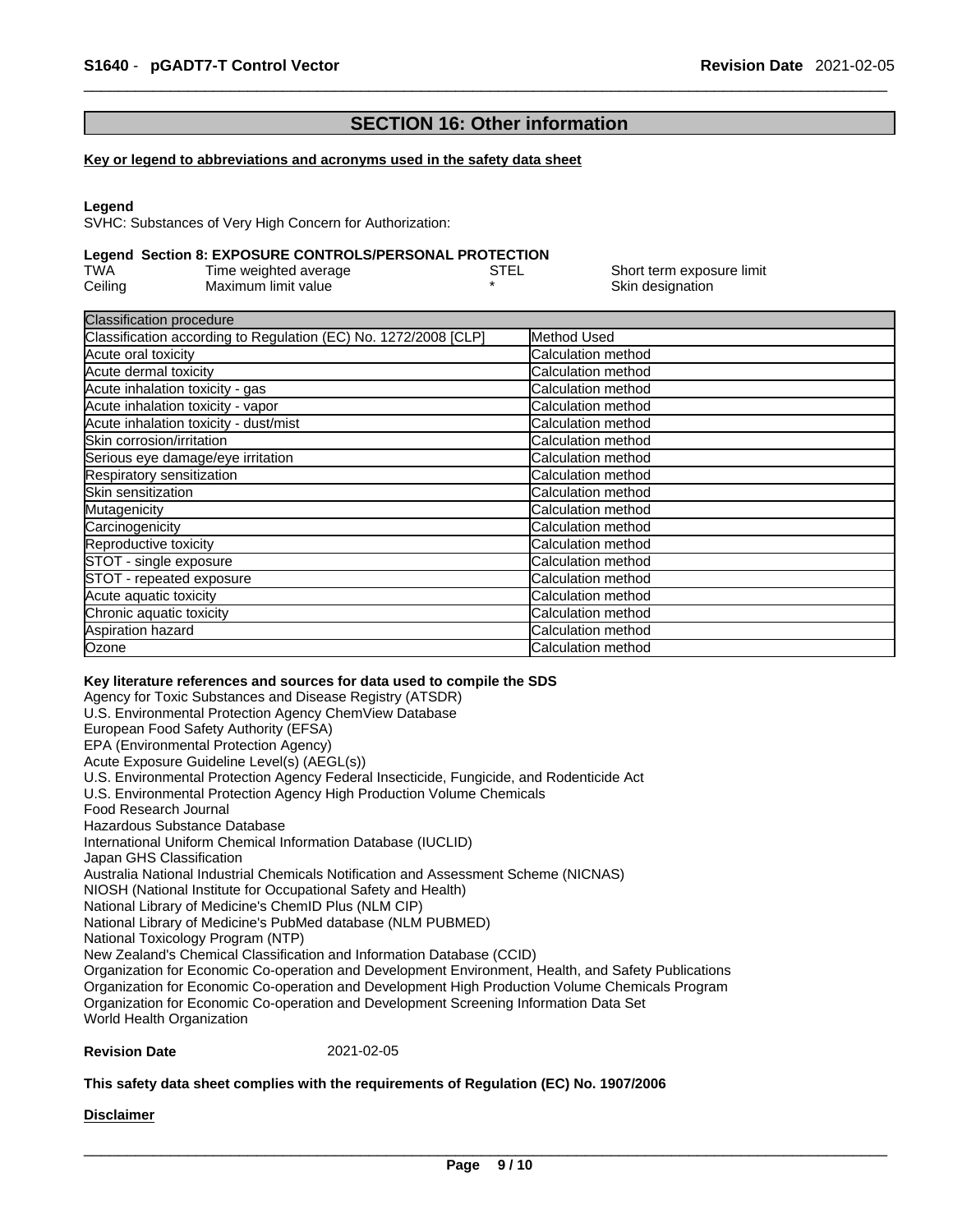## SECTION 16: Other information

**Key or legend to abbreviations and acronyms used in the safety data sheet**

**Legend**

SVHC: Substances of Very High Concern for Authorization:

**Legend Section 8: EXPOSURE CONTROLS/PERSONAL PROTECTION**

| | | | |
|---|---|---|---|
| TWA | Time weighted average | STEL | Short term exposure limit |
| Ceiling | Maximum limit value | * | Skin designation |

| Classification procedure | |
|---|---|
| Classification according to Regulation (EC) No. 1272/2008 [CLP] | Method Used |
| Acute oral toxicity | Calculation method |
| Acute dermal toxicity | Calculation method |
| Acute inhalation toxicity - gas | Calculation method |
| Acute inhalation toxicity - vapor | Calculation method |
| Acute inhalation toxicity - dust/mist | Calculation method |
| Skin corrosion/irritation | Calculation method |
| Serious eye damage/eye irritation | Calculation method |
| Respiratory sensitization | Calculation method |
| Skin sensitization | Calculation method |
| Mutagenicity | Calculation method |
| Carcinogenicity | Calculation method |
| Reproductive toxicity | Calculation method |
| STOT - single exposure | Calculation method |
| STOT - repeated exposure | Calculation method |
| Acute aquatic toxicity | Calculation method |
| Chronic aquatic toxicity | Calculation method |
| Aspiration hazard | Calculation method |
| Ozone | Calculation method |

**Key literature references and sources for data used to compile the SDS**

Agency for Toxic Substances and Disease Registry (ATSDR)
U.S. Environmental Protection Agency ChemView Database
European Food Safety Authority (EFSA)
EPA (Environmental Protection Agency)
Acute Exposure Guideline Level(s) (AEGL(s))
U.S. Environmental Protection Agency Federal Insecticide, Fungicide, and Rodenticide Act
U.S. Environmental Protection Agency High Production Volume Chemicals
Food Research Journal
Hazardous Substance Database
International Uniform Chemical Information Database (IUCLID)
Japan GHS Classification
Australia National Industrial Chemicals Notification and Assessment Scheme (NICNAS)
NIOSH (National Institute for Occupational Safety and Health)
National Library of Medicine's ChemID Plus (NLM CIP)
National Library of Medicine's PubMed database (NLM PUBMED)
National Toxicology Program (NTP)
New Zealand's Chemical Classification and Information Database (CCID)
Organization for Economic Co-operation and Development Environment, Health, and Safety Publications
Organization for Economic Co-operation and Development High Production Volume Chemicals Program
Organization for Economic Co-operation and Development Screening Information Data Set
World Health Organization

**Revision Date** 2021-02-05

**This safety data sheet complies with the requirements of Regulation (EC) No. 1907/2006**

**Disclaimer**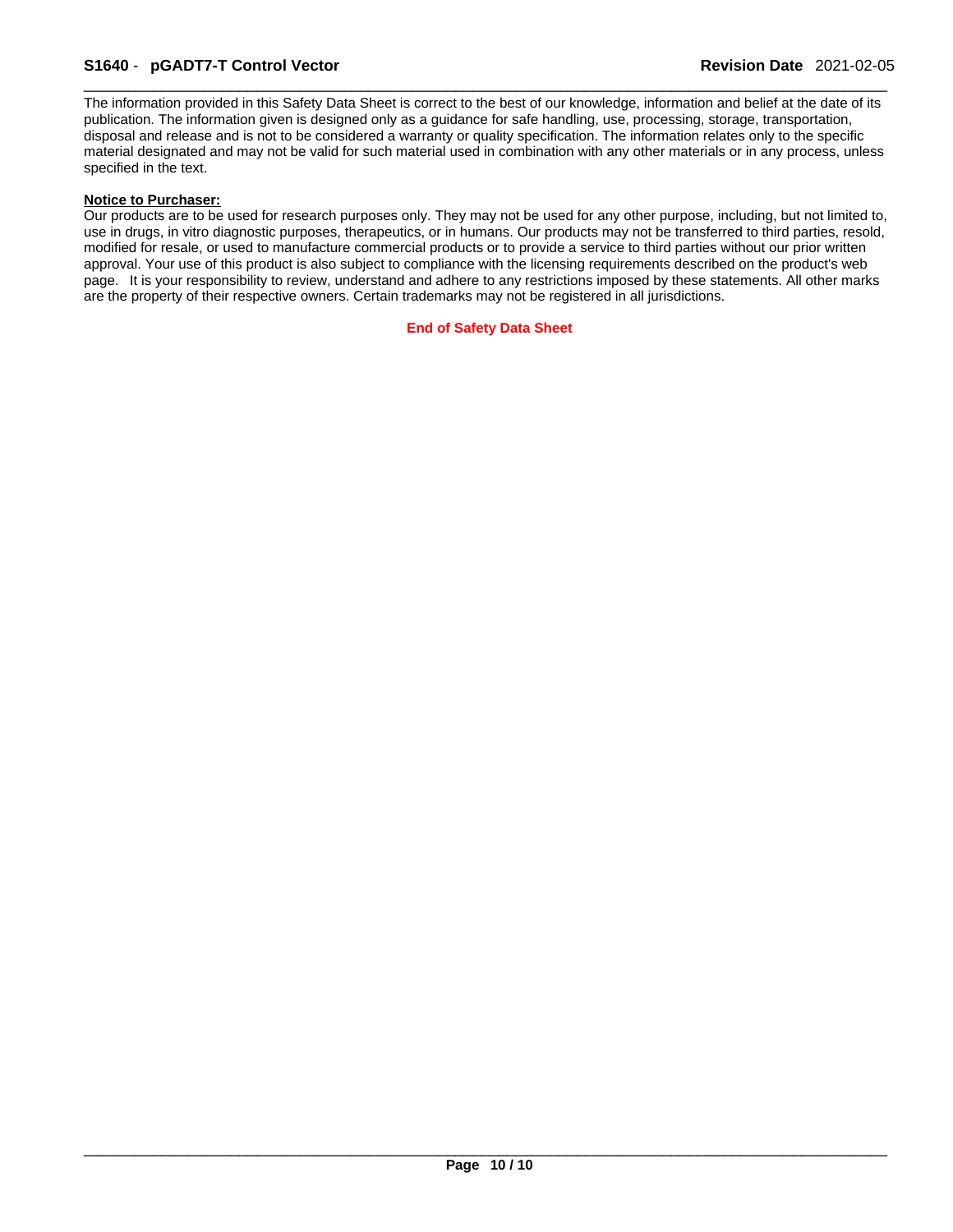The information provided in this Safety Data Sheet is correct to the best of our knowledge, information and belief at the date of its publication. The information given is designed only as a guidance for safe handling, use, processing, storage, transportation, disposal and release and is not to be considered a warranty or quality specification. The information relates only to the specific material designated and may not be valid for such material used in combination with any other materials or in any process, unless specified in the text.

**Notice to Purchaser:**

Our products are to be used for research purposes only. They may not be used for any other purpose, including, but not limited to, use in drugs, in vitro diagnostic purposes, therapeutics, or in humans. Our products may not be transferred to third parties, resold, modified for resale, or used to manufacture commercial products or to provide a service to third parties without our prior written approval. Your use of this product is also subject to compliance with the licensing requirements described on the product's web page. It is your responsibility to review, understand and adhere to any restrictions imposed by these statements. All other marks are the property of their respective owners. Certain trademarks may not be registered in all jurisdictions.

**End of Safety Data Sheet**